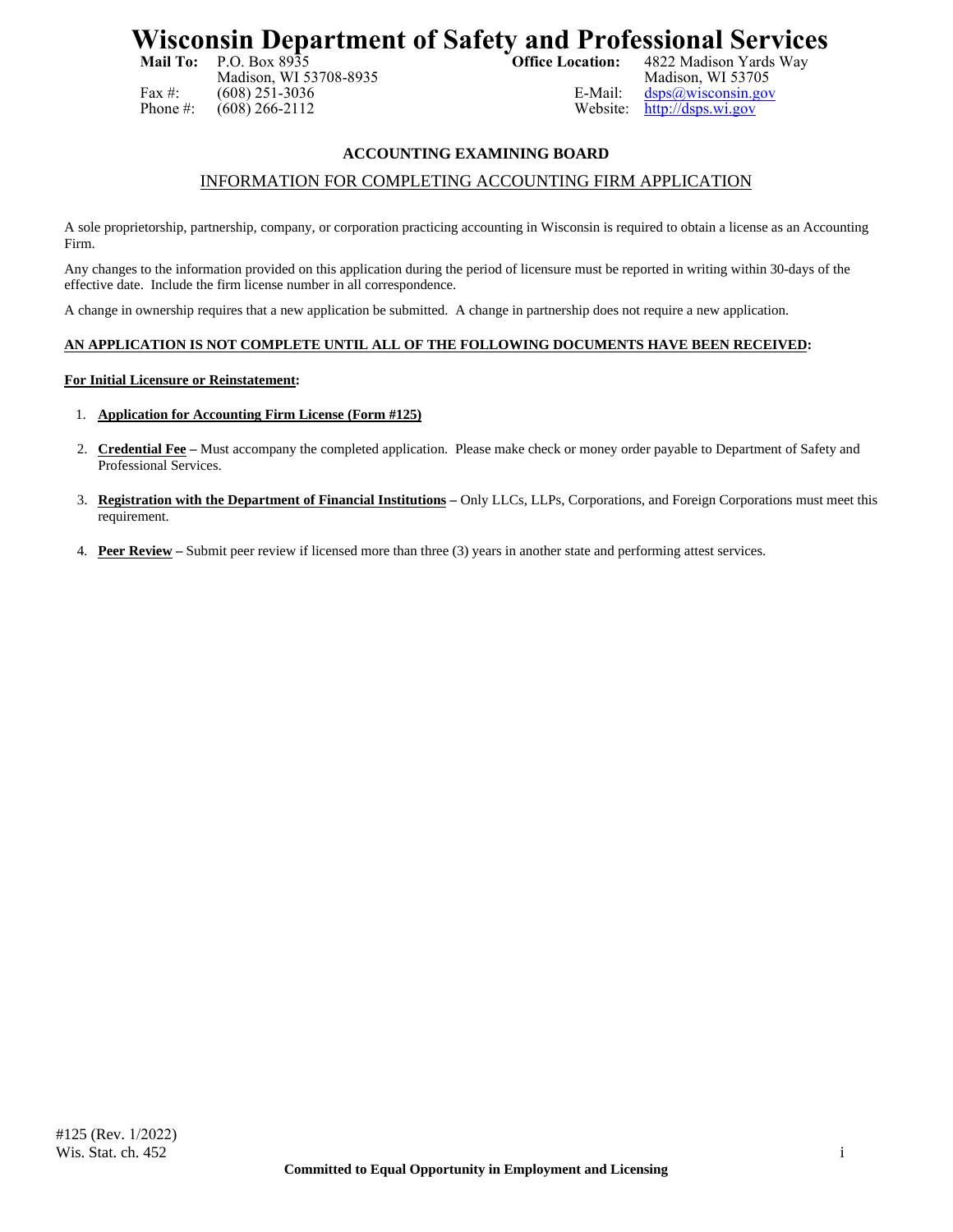# Wisconsin Department of Safety and Professional Services

**Mail To:** P.O. Box 8935
Madison, WI 53708-8935
Fax #: (608) 251-3036
Phone #: (608) 266-2112

**Office Location:** 4822 Madison Yards Way
Madison, WI 53705
E-Mail: dsps@wisconsin.gov
Website: http://dsps.wi.gov

## ACCOUNTING EXAMINING BOARD

### INFORMATION FOR COMPLETING ACCOUNTING FIRM APPLICATION

A sole proprietorship, partnership, company, or corporation practicing accounting in Wisconsin is required to obtain a license as an Accounting Firm.

Any changes to the information provided on this application during the period of licensure must be reported in writing within 30-days of the effective date. Include the firm license number in all correspondence.

A change in ownership requires that a new application be submitted. A change in partnership does not require a new application.

**AN APPLICATION IS NOT COMPLETE UNTIL ALL OF THE FOLLOWING DOCUMENTS HAVE BEEN RECEIVED:**

**For Initial Licensure or Reinstatement:**

1. **Application for Accounting Firm License (Form #125)**
2. **Credential Fee –** Must accompany the completed application. Please make check or money order payable to Department of Safety and Professional Services.
3. **Registration with the Department of Financial Institutions –** Only LLCs, LLPs, Corporations, and Foreign Corporations must meet this requirement.
4. **Peer Review –** Submit peer review if licensed more than three (3) years in another state and performing attest services.

#125 (Rev. 1/2022)
Wis. Stat. ch. 452

**Committed to Equal Opportunity in Employment and Licensing**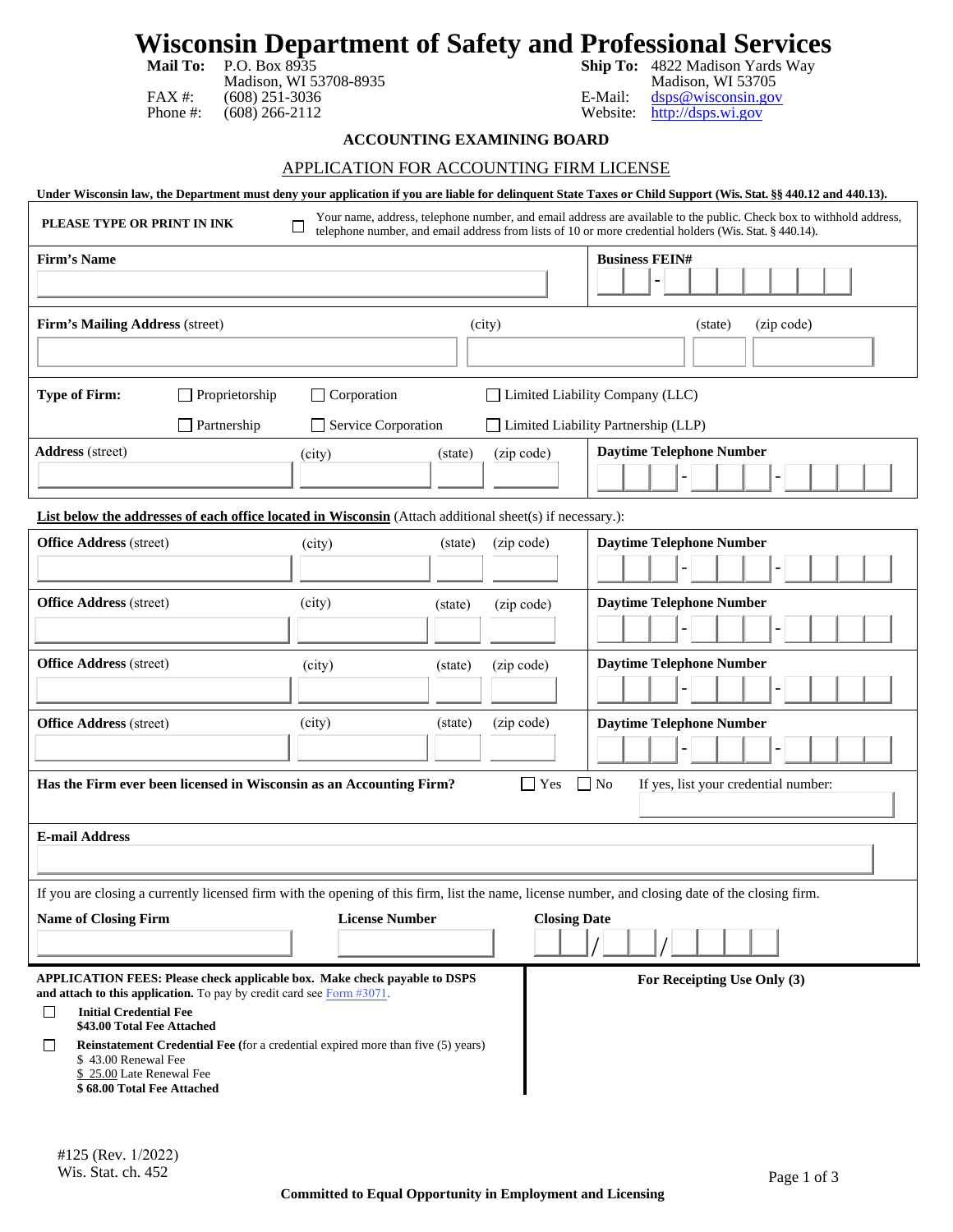# Wisconsin Department of Safety and Professional Services

**Mail To:** P.O. Box 8935
Madison, WI 53708-8935
FAX #: (608) 251-3036
Phone #: (608) 266-2112

**Ship To:** 4822 Madison Yards Way
Madison, WI 53705
E-Mail: dsps@wisconsin.gov
Website: http://dsps.wi.gov

**ACCOUNTING EXAMINING BOARD**

## APPLICATION FOR ACCOUNTING FIRM LICENSE

**Under Wisconsin law, the Department must deny your application if you are liable for delinquent State Taxes or Child Support (Wis. Stat. §§ 440.12 and 440.13).**

**PLEASE TYPE OR PRINT IN INK**

☐ Your name, address, telephone number, and email address are available to the public. Check box to withhold address, telephone number, and email address from lists of 10 or more credential holders (Wis. Stat. § 440.14).

**Firm's Name** ____________________

**Business FEIN#** ___ - _______

**Firm's Mailing Address** (street) ____________ (city) ____________ (state) ____ (zip code) ____

**Type of Firm:**
☐ Proprietorship ☐ Corporation ☐ Limited Liability Company (LLC)
☐ Partnership ☐ Service Corporation ☐ Limited Liability Partnership (LLP)

**Address** (street) ____________ (city) ____________ (state) ____ (zip code) ____

**Daytime Telephone Number** ___ - ___ - ____

**List below the addresses of each office located in Wisconsin** (Attach additional sheet(s) if necessary.):

| Office Address (street) | (city) | (state) | (zip code) | Daytime Telephone Number |
|---|---|---|---|---|
| | | | | - - |
| | | | | - - |
| | | | | - - |
| | | | | - - |

**Has the Firm ever been licensed in Wisconsin as an Accounting Firm?** ☐ Yes ☐ No If yes, list your credential number: ____________

**E-mail Address** ____________________

If you are closing a currently licensed firm with the opening of this firm, list the name, license number, and closing date of the closing firm.

**Name of Closing Firm** ____________ **License Number** ____________ **Closing Date** ___/___/_____

**APPLICATION FEES: Please check applicable box. Make check payable to DSPS and attach to this application.** To pay by credit card see Form #3071.

☐ **Initial Credential Fee**
**$43.00 Total Fee Attached**

☐ **Reinstatement Credential Fee (**for a credential expired more than five (5) years)
$ 43.00 Renewal Fee
$ 25.00 Late Renewal Fee
**$ 68.00 Total Fee Attached**

**For Receipting Use Only (3)**

#125 (Rev. 1/2022)
Wis. Stat. ch. 452

**Committed to Equal Opportunity in Employment and Licensing**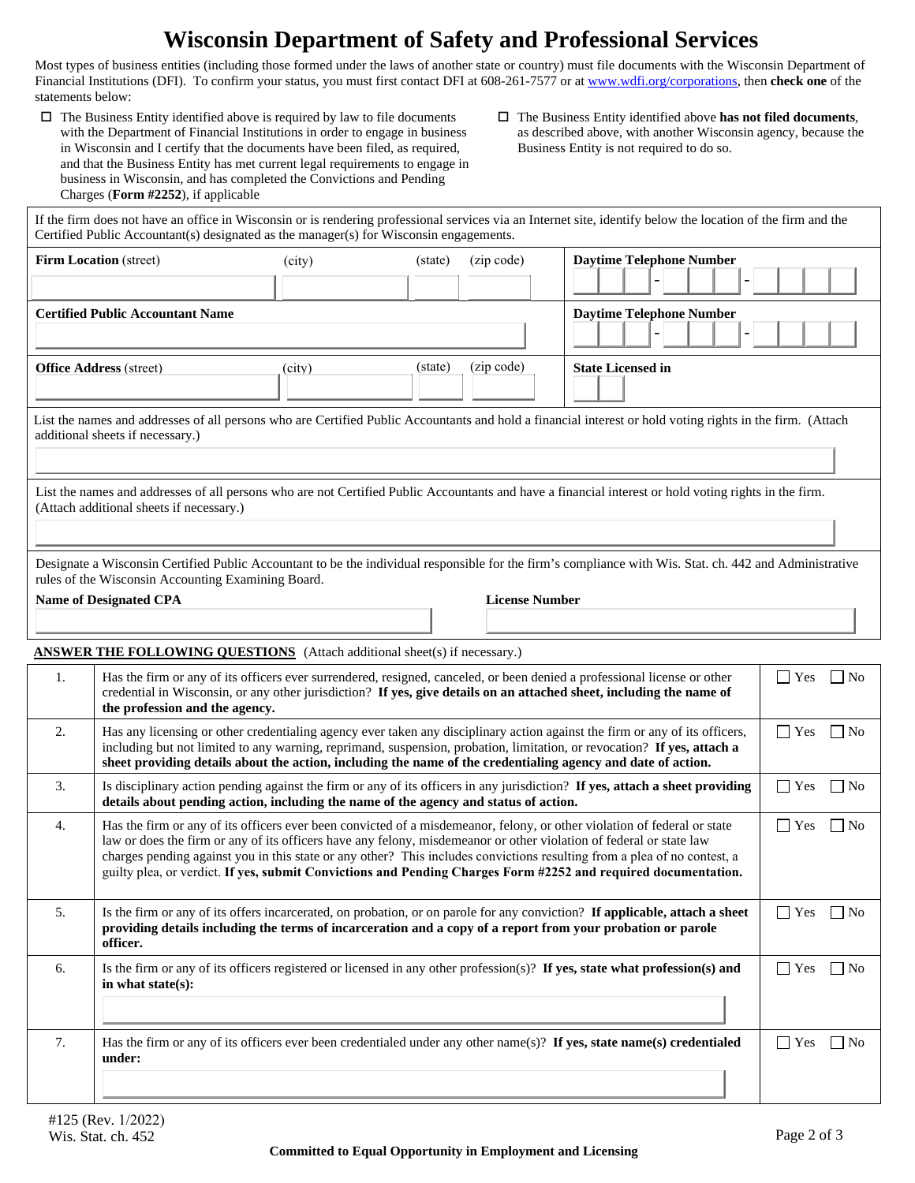# Wisconsin Department of Safety and Professional Services

Most types of business entities (including those formed under the laws of another state or country) must file documents with the Wisconsin Department of Financial Institutions (DFI). To confirm your status, you must first contact DFI at 608-261-7577 or at www.wdfi.org/corporations, then **check one** of the statements below:

- ☐ The Business Entity identified above is required by law to file documents with the Department of Financial Institutions in order to engage in business in Wisconsin and I certify that the documents have been filed, as required, and that the Business Entity has met current legal requirements to engage in business in Wisconsin, and has completed the Convictions and Pending Charges (**Form #2252**), if applicable
- ☐ The Business Entity identified above **has not filed documents**, as described above, with another Wisconsin agency, because the Business Entity is not required to do so.

If the firm does not have an office in Wisconsin or is rendering professional services via an Internet site, identify below the location of the firm and the Certified Public Accountant(s) designated as the manager(s) for Wisconsin engagements.

| | |
|---|---|
| **Firm Location** (street) (city) (state) (zip code) | **Daytime Telephone Number** - - |
| **Certified Public Accountant Name** | **Daytime Telephone Number** - - |
| **Office Address** (street) (city) (state) (zip code) | **State Licensed in** |

List the names and addresses of all persons who are Certified Public Accountants and hold a financial interest or hold voting rights in the firm. (Attach additional sheets if necessary.)

List the names and addresses of all persons who are not Certified Public Accountants and have a financial interest or hold voting rights in the firm. (Attach additional sheets if necessary.)

Designate a Wisconsin Certified Public Accountant to be the individual responsible for the firm's compliance with Wis. Stat. ch. 442 and Administrative rules of the Wisconsin Accounting Examining Board.

**Name of Designated CPA** **License Number**

**ANSWER THE FOLLOWING QUESTIONS** (Attach additional sheet(s) if necessary.)

| | | |
|---|---|---|
| 1. | Has the firm or any of its officers ever surrendered, resigned, canceled, or been denied a professional license or other credential in Wisconsin, or any other jurisdiction? **If yes, give details on an attached sheet, including the name of the profession and the agency.** | ☐ Yes ☐ No |
| 2. | Has any licensing or other credentialing agency ever taken any disciplinary action against the firm or any of its officers, including but not limited to any warning, reprimand, suspension, probation, limitation, or revocation? **If yes, attach a sheet providing details about the action, including the name of the credentialing agency and date of action.** | ☐ Yes ☐ No |
| 3. | Is disciplinary action pending against the firm or any of its officers in any jurisdiction? **If yes, attach a sheet providing details about pending action, including the name of the agency and status of action.** | ☐ Yes ☐ No |
| 4. | Has the firm or any of its officers ever been convicted of a misdemeanor, felony, or other violation of federal or state law or does the firm or any of its officers have any felony, misdemeanor or other violation of federal or state law charges pending against you in this state or any other? This includes convictions resulting from a plea of no contest, a guilty plea, or verdict. **If yes, submit Convictions and Pending Charges Form #2252 and required documentation.** | ☐ Yes ☐ No |
| 5. | Is the firm or any of its offers incarcerated, on probation, or on parole for any conviction? **If applicable, attach a sheet providing details including the terms of incarceration and a copy of a report from your probation or parole officer.** | ☐ Yes ☐ No |
| 6. | Is the firm or any of its officers registered or licensed in any other profession(s)? **If yes, state what profession(s) and in what state(s):** | ☐ Yes ☐ No |
| 7. | Has the firm or any of its officers ever been credentialed under any other name(s)? **If yes, state name(s) credentialed under:** | ☐ Yes ☐ No |

#125 (Rev. 1/2022)
Wis. Stat. ch. 452

**Committed to Equal Opportunity in Employment and Licensing**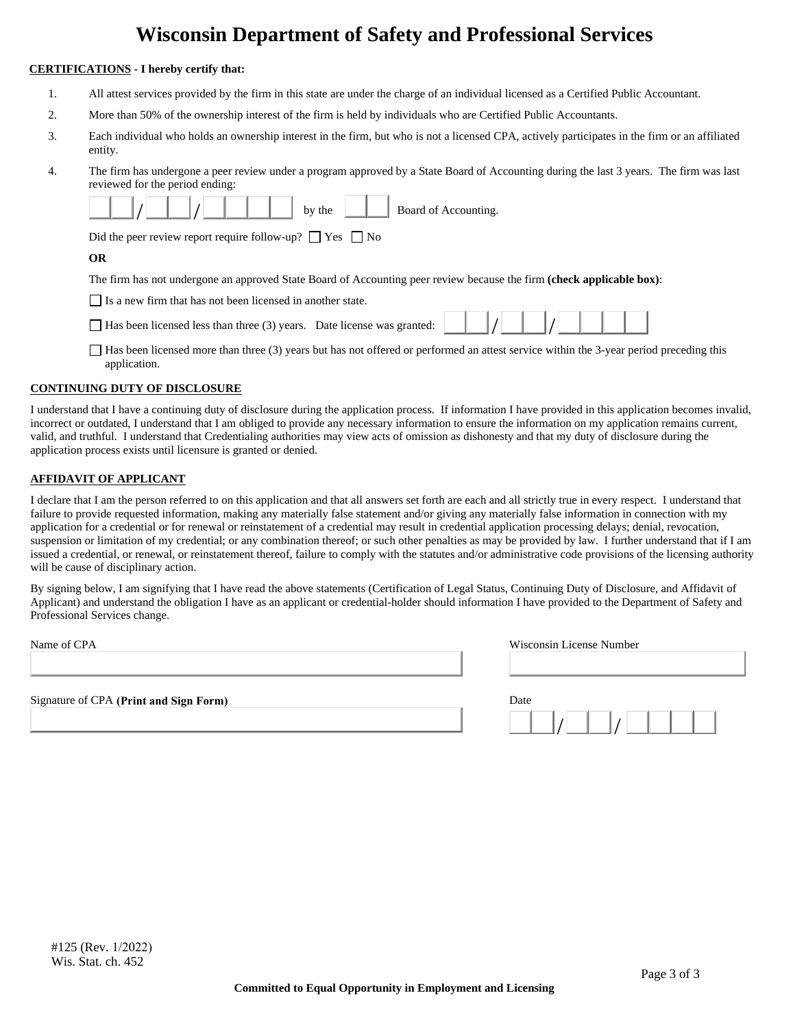# Wisconsin Department of Safety and Professional Services

**CERTIFICATIONS - I hereby certify that:**

1. All attest services provided by the firm in this state are under the charge of an individual licensed as a Certified Public Accountant.
2. More than 50% of the ownership interest of the firm is held by individuals who are Certified Public Accountants.
3. Each individual who holds an ownership interest in the firm, but who is not a licensed CPA, actively participates in the firm or an affiliated entity.
4. The firm has undergone a peer review under a program approved by a State Board of Accounting during the last 3 years. The firm was last reviewed for the period ending:

   __ __ / __ __ / __ __ __ __ by the __ __ Board of Accounting.

   Did the peer review report require follow-up? ☐ Yes ☐ No

   **OR**

   The firm has not undergone an approved State Board of Accounting peer review because the firm **(check applicable box)**:

   ☐ Is a new firm that has not been licensed in another state.

   ☐ Has been licensed less than three (3) years. Date license was granted: __ __ / __ __ / __ __ __ __

   ☐ Has been licensed more than three (3) years but has not offered or performed an attest service within the 3-year period preceding this application.

**CONTINUING DUTY OF DISCLOSURE**

I understand that I have a continuing duty of disclosure during the application process. If information I have provided in this application becomes invalid, incorrect or outdated, I understand that I am obliged to provide any necessary information to ensure the information on my application remains current, valid, and truthful. I understand that Credentialing authorities may view acts of omission as dishonesty and that my duty of disclosure during the application process exists until licensure is granted or denied.

**AFFIDAVIT OF APPLICANT**

I declare that I am the person referred to on this application and that all answers set forth are each and all strictly true in every respect. I understand that failure to provide requested information, making any materially false statement and/or giving any materially false information in connection with my application for a credential or for renewal or reinstatement of a credential may result in credential application processing delays; denial, revocation, suspension or limitation of my credential; or any combination thereof; or such other penalties as may be provided by law. I further understand that if I am issued a credential, or renewal, or reinstatement thereof, failure to comply with the statutes and/or administrative code provisions of the licensing authority will be cause of disciplinary action.

By signing below, I am signifying that I have read the above statements (Certification of Legal Status, Continuing Duty of Disclosure, and Affidavit of Applicant) and understand the obligation I have as an applicant or credential-holder should information I have provided to the Department of Safety and Professional Services change.

Name of CPA ____________________ Wisconsin License Number ____________________

Signature of CPA **(Print and Sign Form)** ____________________ Date __ __ / __ __ / __ __ __ __

#125 (Rev. 1/2022)
Wis. Stat. ch. 452

**Committed to Equal Opportunity in Employment and Licensing**